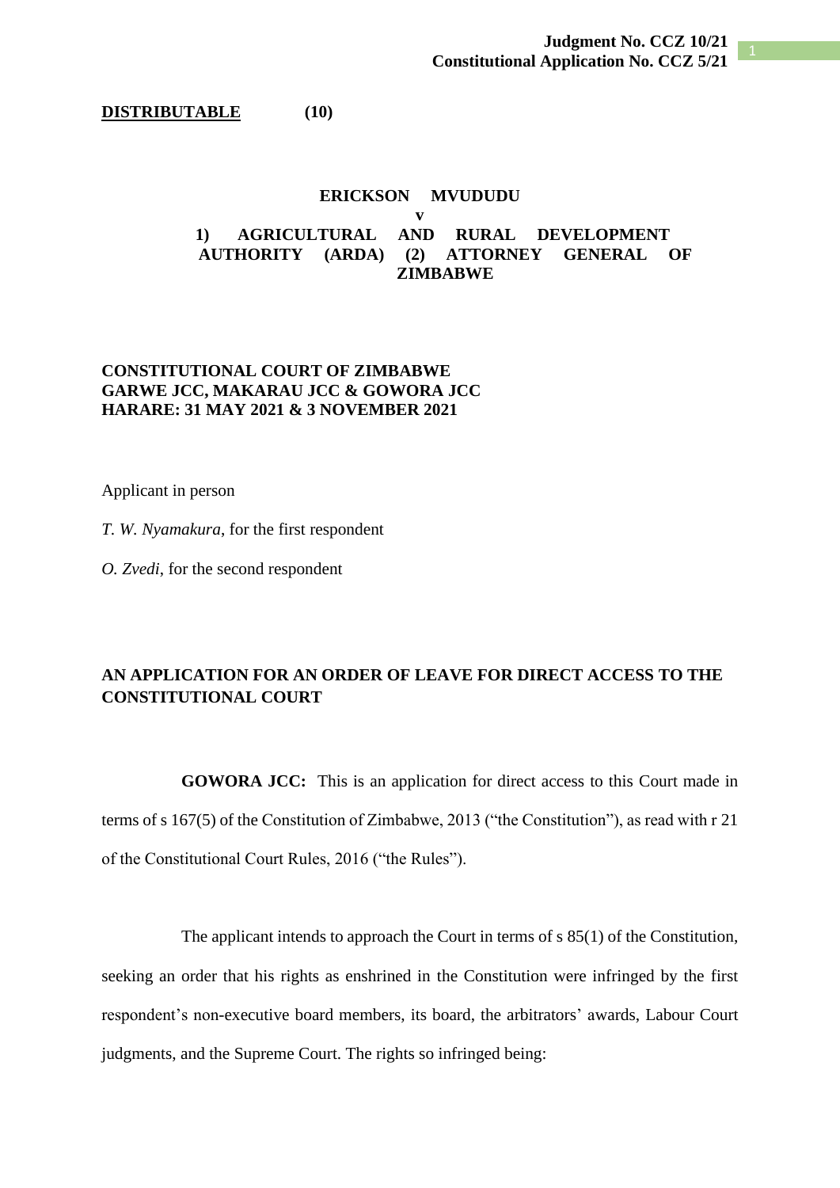**DISTRIBUTABLE (10)**

**ERICKSON MVUDUDU**

**v**

**1) AGRICULTURAL AND RURAL DEVELOPMENT AUTHORITY (ARDA) (2) ATTORNEY GENERAL OF ZIMBABWE**

**CONSTITUTIONAL COURT OF ZIMBABWE**
**GARWE JCC, MAKARAU JCC & GOWORA JCC**
**HARARE: 31 MAY 2021 & 3 NOVEMBER 2021**

Applicant in person

*T. W. Nyamakura*, for the first respondent

*O. Zvedi*, for the second respondent

**AN APPLICATION FOR AN ORDER OF LEAVE FOR DIRECT ACCESS TO THE CONSTITUTIONAL COURT**

**GOWORA JCC:** This is an application for direct access to this Court made in terms of s 167(5) of the Constitution of Zimbabwe, 2013 ("the Constitution"), as read with r 21 of the Constitutional Court Rules, 2016 ("the Rules").

The applicant intends to approach the Court in terms of s 85(1) of the Constitution, seeking an order that his rights as enshrined in the Constitution were infringed by the first respondent's non-executive board members, its board, the arbitrators' awards, Labour Court judgments, and the Supreme Court. The rights so infringed being: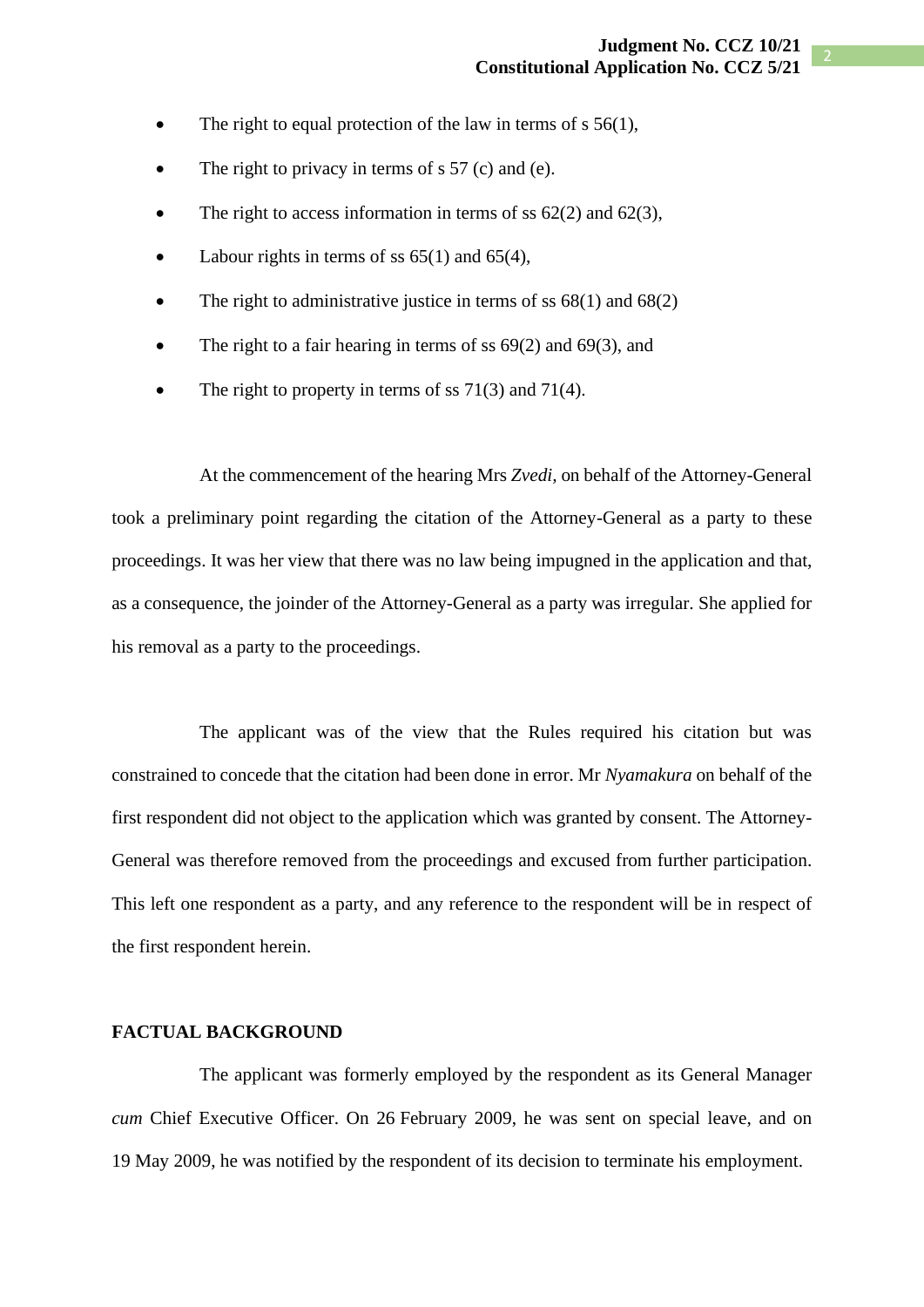- The right to equal protection of the law in terms of s 56(1),
- The right to privacy in terms of s 57 (c) and (e).
- The right to access information in terms of ss 62(2) and 62(3),
- Labour rights in terms of ss 65(1) and 65(4),
- The right to administrative justice in terms of ss 68(1) and 68(2)
- The right to a fair hearing in terms of ss 69(2) and 69(3), and
- The right to property in terms of ss 71(3) and 71(4).

At the commencement of the hearing Mrs *Zvedi,* on behalf of the Attorney-General took a preliminary point regarding the citation of the Attorney-General as a party to these proceedings. It was her view that there was no law being impugned in the application and that, as a consequence, the joinder of the Attorney-General as a party was irregular. She applied for his removal as a party to the proceedings.

The applicant was of the view that the Rules required his citation but was constrained to concede that the citation had been done in error. Mr *Nyamakura* on behalf of the first respondent did not object to the application which was granted by consent. The Attorney-General was therefore removed from the proceedings and excused from further participation. This left one respondent as a party, and any reference to the respondent will be in respect of the first respondent herein.

**FACTUAL BACKGROUND**

The applicant was formerly employed by the respondent as its General Manager *cum* Chief Executive Officer. On 26 February 2009, he was sent on special leave, and on 19 May 2009, he was notified by the respondent of its decision to terminate his employment.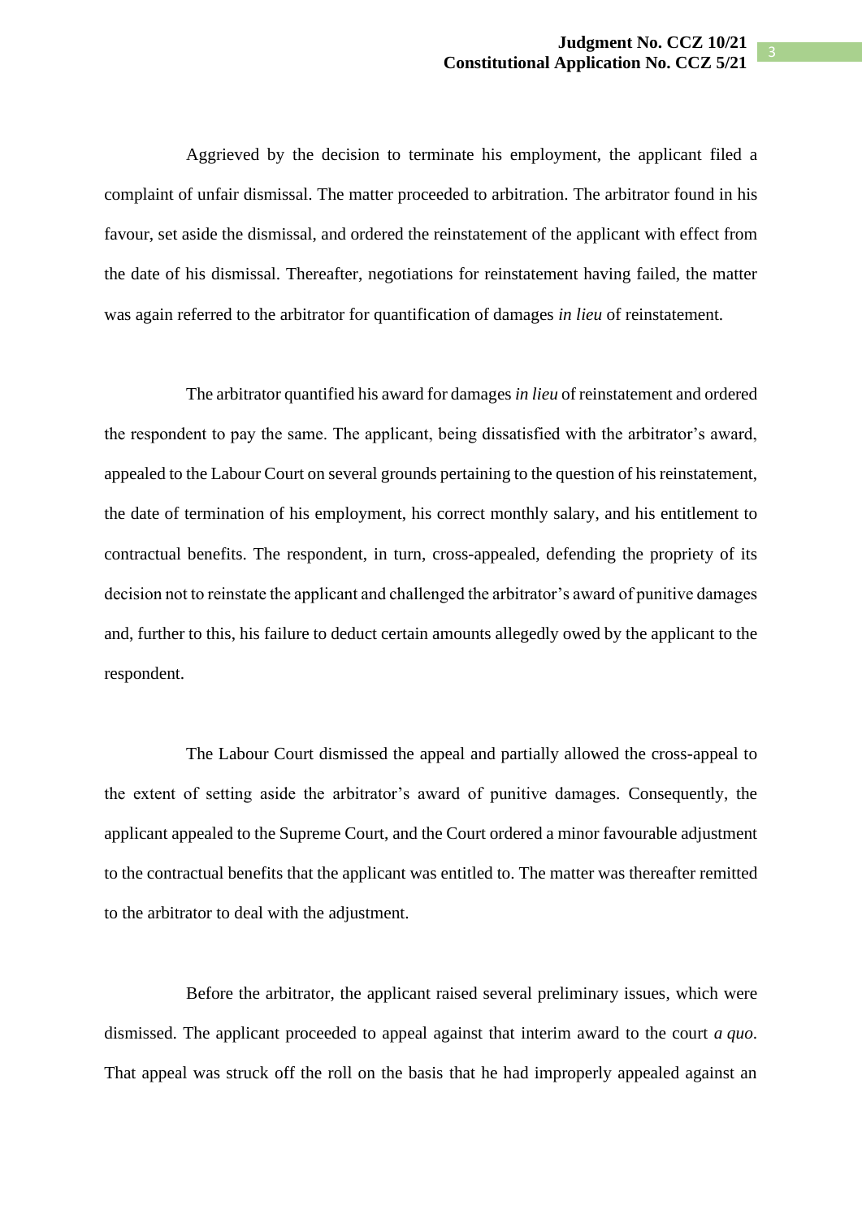Aggrieved by the decision to terminate his employment, the applicant filed a complaint of unfair dismissal. The matter proceeded to arbitration. The arbitrator found in his favour, set aside the dismissal, and ordered the reinstatement of the applicant with effect from the date of his dismissal. Thereafter, negotiations for reinstatement having failed, the matter was again referred to the arbitrator for quantification of damages *in lieu* of reinstatement.

The arbitrator quantified his award for damages *in lieu* of reinstatement and ordered the respondent to pay the same. The applicant, being dissatisfied with the arbitrator's award, appealed to the Labour Court on several grounds pertaining to the question of his reinstatement, the date of termination of his employment, his correct monthly salary, and his entitlement to contractual benefits. The respondent, in turn, cross-appealed, defending the propriety of its decision not to reinstate the applicant and challenged the arbitrator's award of punitive damages and, further to this, his failure to deduct certain amounts allegedly owed by the applicant to the respondent.

The Labour Court dismissed the appeal and partially allowed the cross-appeal to the extent of setting aside the arbitrator's award of punitive damages. Consequently, the applicant appealed to the Supreme Court, and the Court ordered a minor favourable adjustment to the contractual benefits that the applicant was entitled to. The matter was thereafter remitted to the arbitrator to deal with the adjustment.

Before the arbitrator, the applicant raised several preliminary issues, which were dismissed. The applicant proceeded to appeal against that interim award to the court *a quo*. That appeal was struck off the roll on the basis that he had improperly appealed against an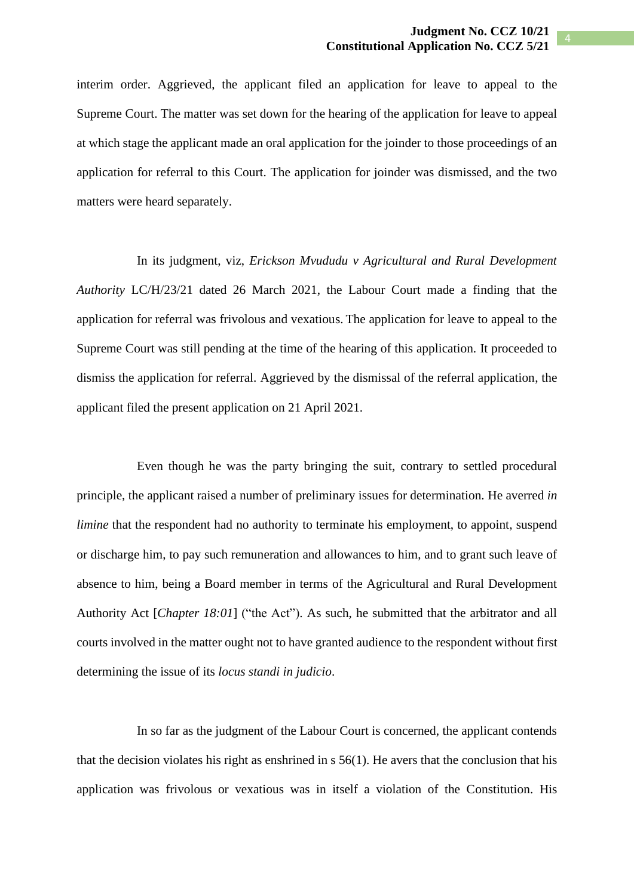interim order. Aggrieved, the applicant filed an application for leave to appeal to the Supreme Court. The matter was set down for the hearing of the application for leave to appeal at which stage the applicant made an oral application for the joinder to those proceedings of an application for referral to this Court. The application for joinder was dismissed, and the two matters were heard separately.

In its judgment, viz, *Erickson Mvududu v Agricultural and Rural Development Authority* LC/H/23/21 dated 26 March 2021, the Labour Court made a finding that the application for referral was frivolous and vexatious. The application for leave to appeal to the Supreme Court was still pending at the time of the hearing of this application. It proceeded to dismiss the application for referral. Aggrieved by the dismissal of the referral application, the applicant filed the present application on 21 April 2021.

Even though he was the party bringing the suit, contrary to settled procedural principle, the applicant raised a number of preliminary issues for determination. He averred *in limine* that the respondent had no authority to terminate his employment, to appoint, suspend or discharge him, to pay such remuneration and allowances to him, and to grant such leave of absence to him, being a Board member in terms of the Agricultural and Rural Development Authority Act [*Chapter 18:01*] ("the Act"). As such, he submitted that the arbitrator and all courts involved in the matter ought not to have granted audience to the respondent without first determining the issue of its *locus standi in judicio*.

In so far as the judgment of the Labour Court is concerned, the applicant contends that the decision violates his right as enshrined in s 56(1). He avers that the conclusion that his application was frivolous or vexatious was in itself a violation of the Constitution. His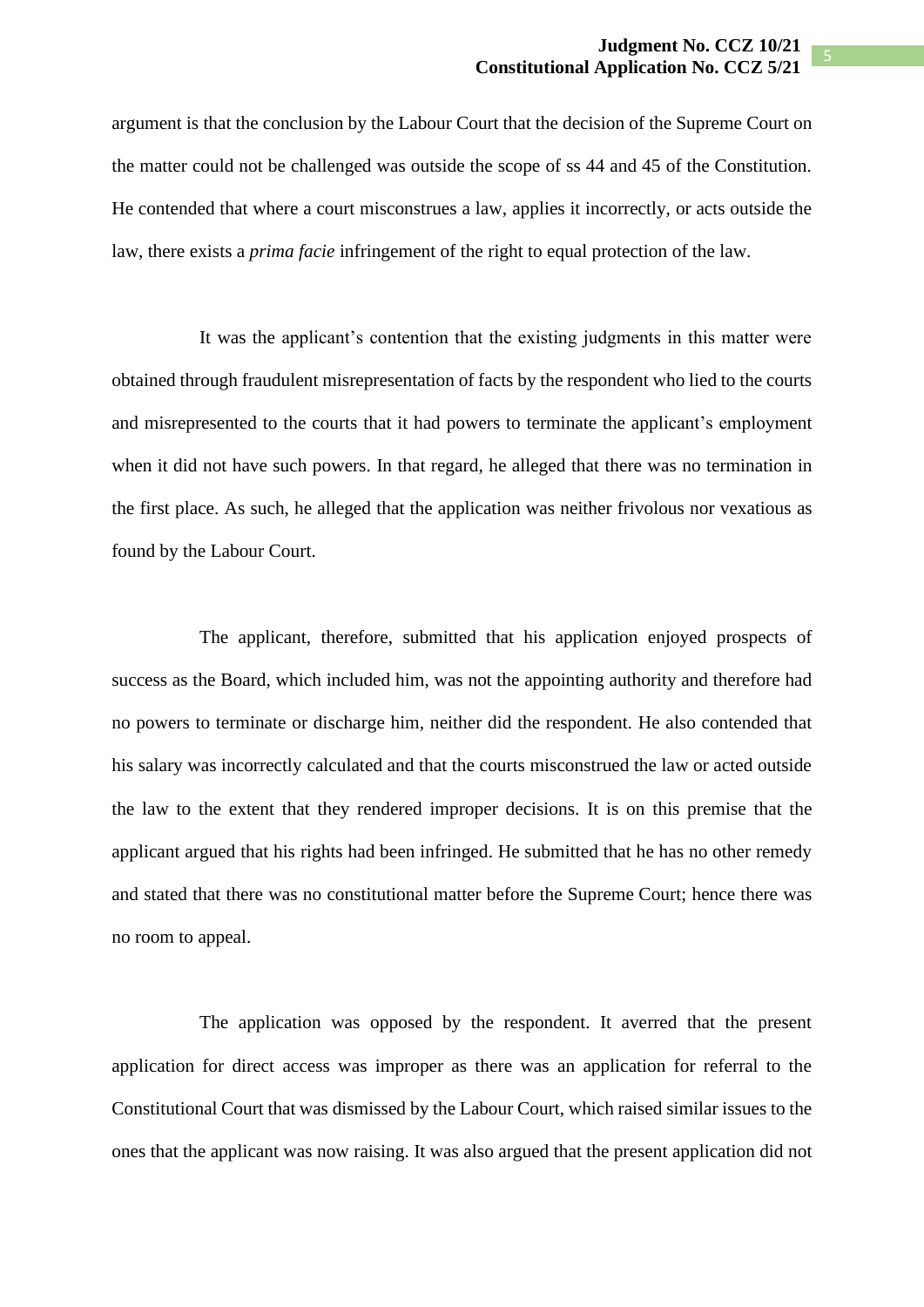argument is that the conclusion by the Labour Court that the decision of the Supreme Court on the matter could not be challenged was outside the scope of ss 44 and 45 of the Constitution. He contended that where a court misconstrues a law, applies it incorrectly, or acts outside the law, there exists a *prima facie* infringement of the right to equal protection of the law.

It was the applicant's contention that the existing judgments in this matter were obtained through fraudulent misrepresentation of facts by the respondent who lied to the courts and misrepresented to the courts that it had powers to terminate the applicant's employment when it did not have such powers. In that regard, he alleged that there was no termination in the first place. As such, he alleged that the application was neither frivolous nor vexatious as found by the Labour Court.

The applicant, therefore, submitted that his application enjoyed prospects of success as the Board, which included him, was not the appointing authority and therefore had no powers to terminate or discharge him, neither did the respondent. He also contended that his salary was incorrectly calculated and that the courts misconstrued the law or acted outside the law to the extent that they rendered improper decisions. It is on this premise that the applicant argued that his rights had been infringed. He submitted that he has no other remedy and stated that there was no constitutional matter before the Supreme Court; hence there was no room to appeal.

The application was opposed by the respondent. It averred that the present application for direct access was improper as there was an application for referral to the Constitutional Court that was dismissed by the Labour Court, which raised similar issues to the ones that the applicant was now raising. It was also argued that the present application did not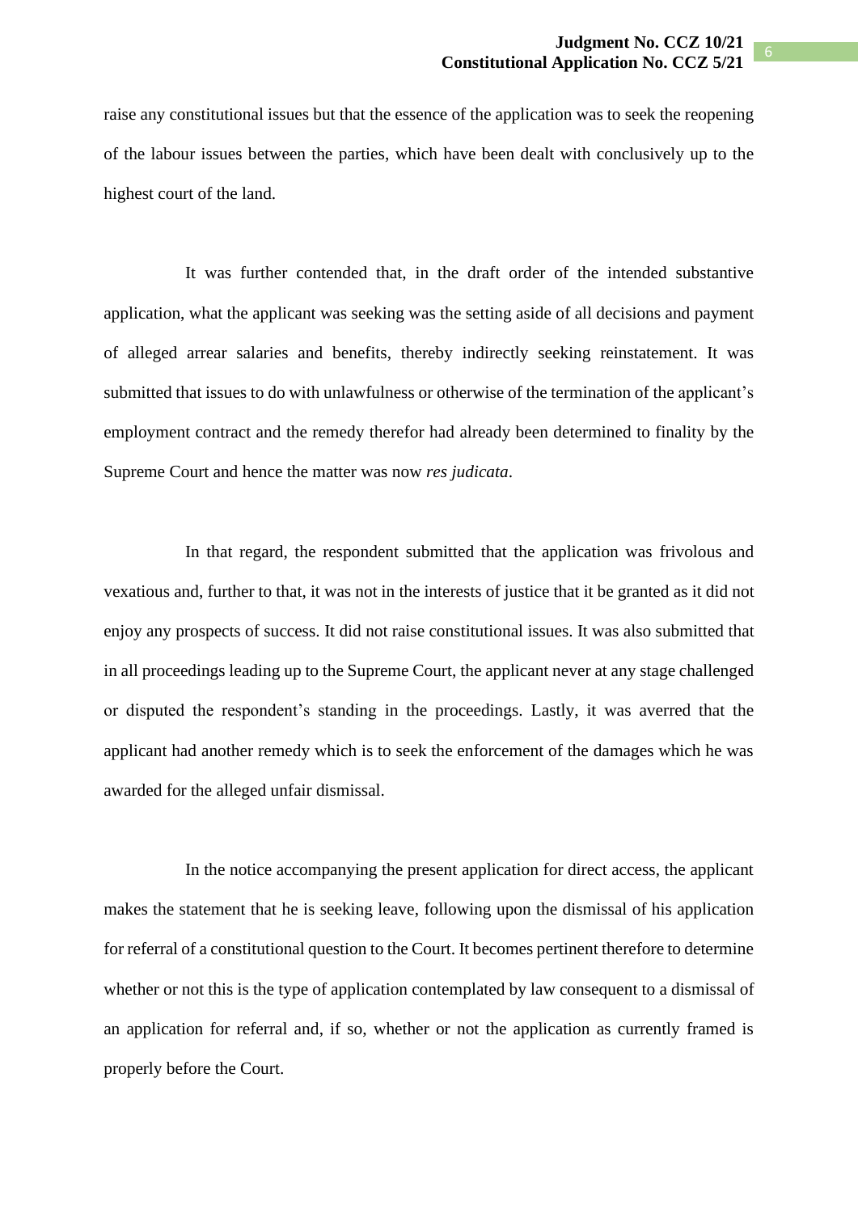raise any constitutional issues but that the essence of the application was to seek the reopening of the labour issues between the parties, which have been dealt with conclusively up to the highest court of the land.

It was further contended that, in the draft order of the intended substantive application, what the applicant was seeking was the setting aside of all decisions and payment of alleged arrear salaries and benefits, thereby indirectly seeking reinstatement. It was submitted that issues to do with unlawfulness or otherwise of the termination of the applicant's employment contract and the remedy therefor had already been determined to finality by the Supreme Court and hence the matter was now *res judicata*.

In that regard, the respondent submitted that the application was frivolous and vexatious and, further to that, it was not in the interests of justice that it be granted as it did not enjoy any prospects of success. It did not raise constitutional issues. It was also submitted that in all proceedings leading up to the Supreme Court, the applicant never at any stage challenged or disputed the respondent's standing in the proceedings. Lastly, it was averred that the applicant had another remedy which is to seek the enforcement of the damages which he was awarded for the alleged unfair dismissal.

In the notice accompanying the present application for direct access, the applicant makes the statement that he is seeking leave, following upon the dismissal of his application for referral of a constitutional question to the Court. It becomes pertinent therefore to determine whether or not this is the type of application contemplated by law consequent to a dismissal of an application for referral and, if so, whether or not the application as currently framed is properly before the Court.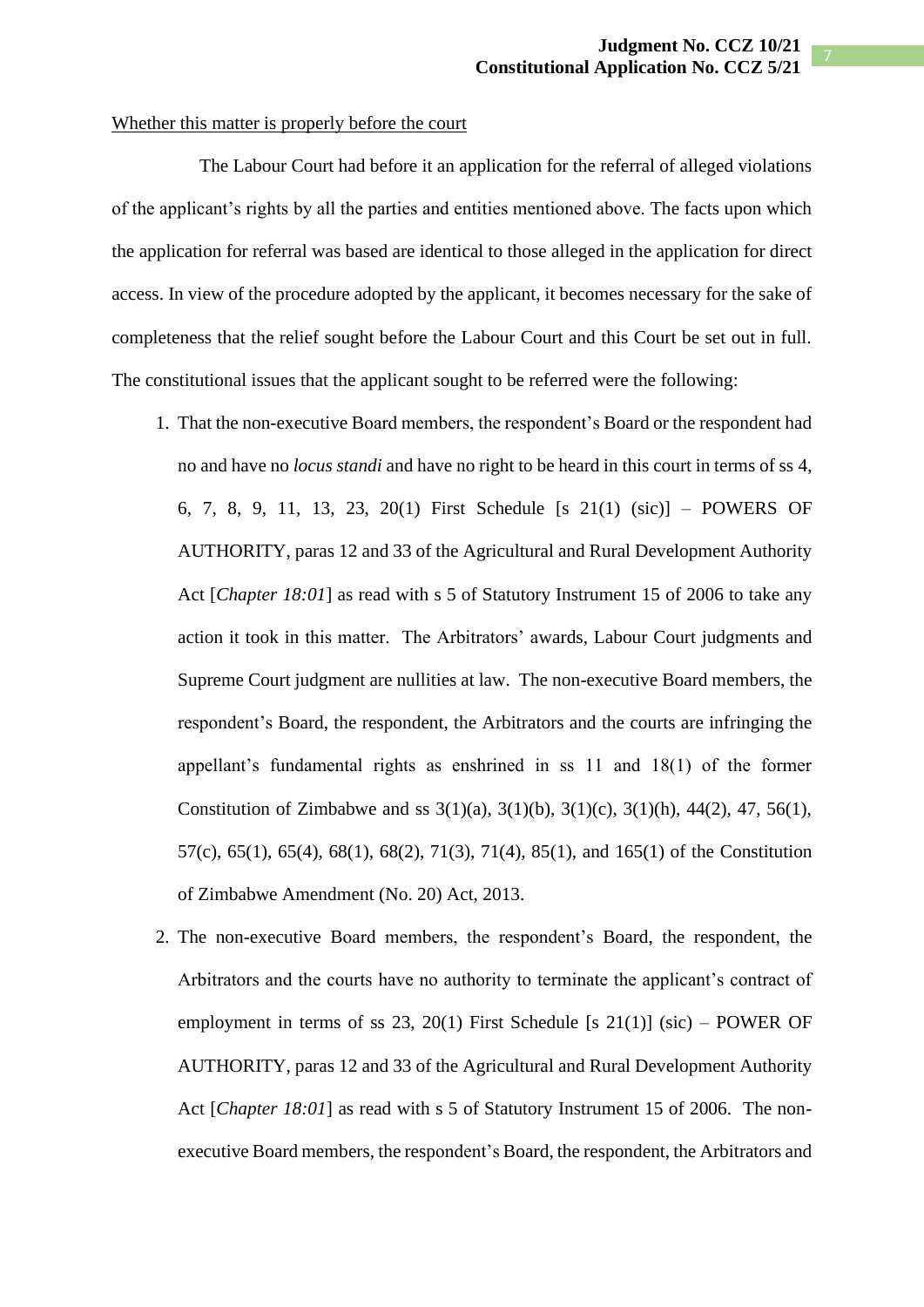Whether this matter is properly before the court

The Labour Court had before it an application for the referral of alleged violations of the applicant's rights by all the parties and entities mentioned above. The facts upon which the application for referral was based are identical to those alleged in the application for direct access. In view of the procedure adopted by the applicant, it becomes necessary for the sake of completeness that the relief sought before the Labour Court and this Court be set out in full. The constitutional issues that the applicant sought to be referred were the following:

1. That the non-executive Board members, the respondent's Board or the respondent had no and have no *locus standi* and have no right to be heard in this court in terms of ss 4, 6, 7, 8, 9, 11, 13, 23, 20(1) First Schedule [s 21(1) (sic)] – POWERS OF AUTHORITY, paras 12 and 33 of the Agricultural and Rural Development Authority Act [*Chapter 18:01*] as read with s 5 of Statutory Instrument 15 of 2006 to take any action it took in this matter. The Arbitrators' awards, Labour Court judgments and Supreme Court judgment are nullities at law. The non-executive Board members, the respondent's Board, the respondent, the Arbitrators and the courts are infringing the appellant's fundamental rights as enshrined in ss 11 and 18(1) of the former Constitution of Zimbabwe and ss 3(1)(a), 3(1)(b), 3(1)(c), 3(1)(h), 44(2), 47, 56(1), 57(c), 65(1), 65(4), 68(1), 68(2), 71(3), 71(4), 85(1), and 165(1) of the Constitution of Zimbabwe Amendment (No. 20) Act, 2013.
2. The non-executive Board members, the respondent's Board, the respondent, the Arbitrators and the courts have no authority to terminate the applicant's contract of employment in terms of ss 23, 20(1) First Schedule [s 21(1)] (sic) – POWER OF AUTHORITY, paras 12 and 33 of the Agricultural and Rural Development Authority Act [*Chapter 18:01*] as read with s 5 of Statutory Instrument 15 of 2006. The non-executive Board members, the respondent's Board, the respondent, the Arbitrators and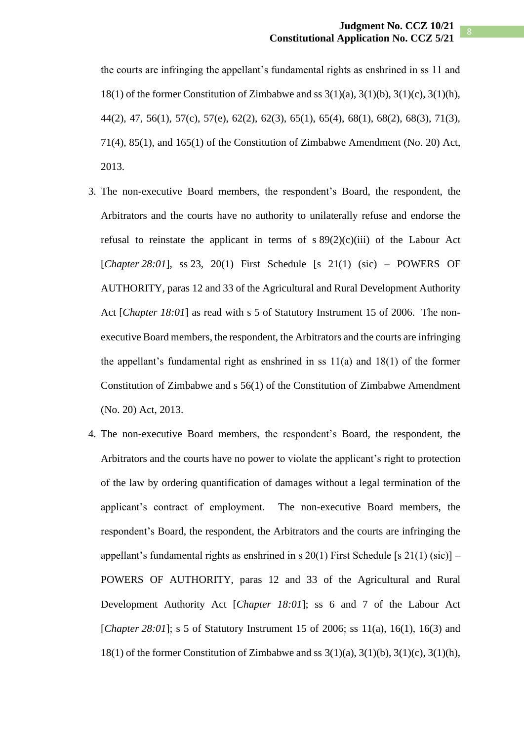the courts are infringing the appellant's fundamental rights as enshrined in ss 11 and 18(1) of the former Constitution of Zimbabwe and ss 3(1)(a), 3(1)(b), 3(1)(c), 3(1)(h), 44(2), 47, 56(1), 57(c), 57(e), 62(2), 62(3), 65(1), 65(4), 68(1), 68(2), 68(3), 71(3), 71(4), 85(1), and 165(1) of the Constitution of Zimbabwe Amendment (No. 20) Act, 2013.

3. The non-executive Board members, the respondent's Board, the respondent, the Arbitrators and the courts have no authority to unilaterally refuse and endorse the refusal to reinstate the applicant in terms of s 89(2)(c)(iii) of the Labour Act [*Chapter 28:01*], ss 23, 20(1) First Schedule [s 21(1) (sic) – POWERS OF AUTHORITY, paras 12 and 33 of the Agricultural and Rural Development Authority Act [*Chapter 18:01*] as read with s 5 of Statutory Instrument 15 of 2006. The non-executive Board members, the respondent, the Arbitrators and the courts are infringing the appellant's fundamental right as enshrined in ss 11(a) and 18(1) of the former Constitution of Zimbabwe and s 56(1) of the Constitution of Zimbabwe Amendment (No. 20) Act, 2013.

4. The non-executive Board members, the respondent's Board, the respondent, the Arbitrators and the courts have no power to violate the applicant's right to protection of the law by ordering quantification of damages without a legal termination of the applicant's contract of employment. The non-executive Board members, the respondent's Board, the respondent, the Arbitrators and the courts are infringing the appellant's fundamental rights as enshrined in s 20(1) First Schedule [s 21(1) (sic)] – POWERS OF AUTHORITY, paras 12 and 33 of the Agricultural and Rural Development Authority Act [*Chapter 18:01*]; ss 6 and 7 of the Labour Act [*Chapter 28:01*]; s 5 of Statutory Instrument 15 of 2006; ss 11(a), 16(1), 16(3) and 18(1) of the former Constitution of Zimbabwe and ss 3(1)(a), 3(1)(b), 3(1)(c), 3(1)(h),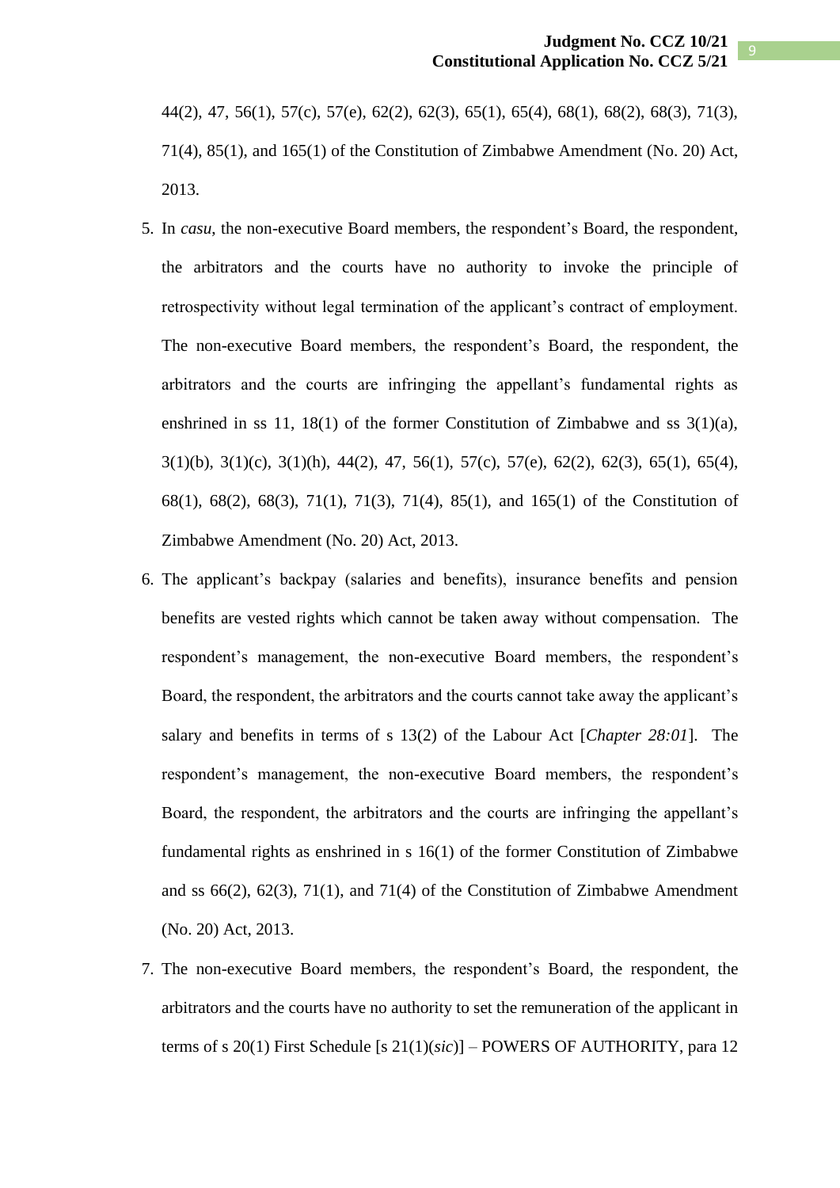44(2), 47, 56(1), 57(c), 57(e), 62(2), 62(3), 65(1), 65(4), 68(1), 68(2), 68(3), 71(3), 71(4), 85(1), and 165(1) of the Constitution of Zimbabwe Amendment (No. 20) Act, 2013.

5. In *casu*, the non-executive Board members, the respondent's Board, the respondent, the arbitrators and the courts have no authority to invoke the principle of retrospectivity without legal termination of the applicant's contract of employment. The non-executive Board members, the respondent's Board, the respondent, the arbitrators and the courts are infringing the appellant's fundamental rights as enshrined in ss 11, 18(1) of the former Constitution of Zimbabwe and ss 3(1)(a), 3(1)(b), 3(1)(c), 3(1)(h), 44(2), 47, 56(1), 57(c), 57(e), 62(2), 62(3), 65(1), 65(4), 68(1), 68(2), 68(3), 71(1), 71(3), 71(4), 85(1), and 165(1) of the Constitution of Zimbabwe Amendment (No. 20) Act, 2013.

6. The applicant's backpay (salaries and benefits), insurance benefits and pension benefits are vested rights which cannot be taken away without compensation. The respondent's management, the non-executive Board members, the respondent's Board, the respondent, the arbitrators and the courts cannot take away the applicant's salary and benefits in terms of s 13(2) of the Labour Act [*Chapter 28:01*]. The respondent's management, the non-executive Board members, the respondent's Board, the respondent, the arbitrators and the courts are infringing the appellant's fundamental rights as enshrined in s 16(1) of the former Constitution of Zimbabwe and ss 66(2), 62(3), 71(1), and 71(4) of the Constitution of Zimbabwe Amendment (No. 20) Act, 2013.

7. The non-executive Board members, the respondent's Board, the respondent, the arbitrators and the courts have no authority to set the remuneration of the applicant in terms of s 20(1) First Schedule [s 21(1)(*sic*)] – POWERS OF AUTHORITY, para 12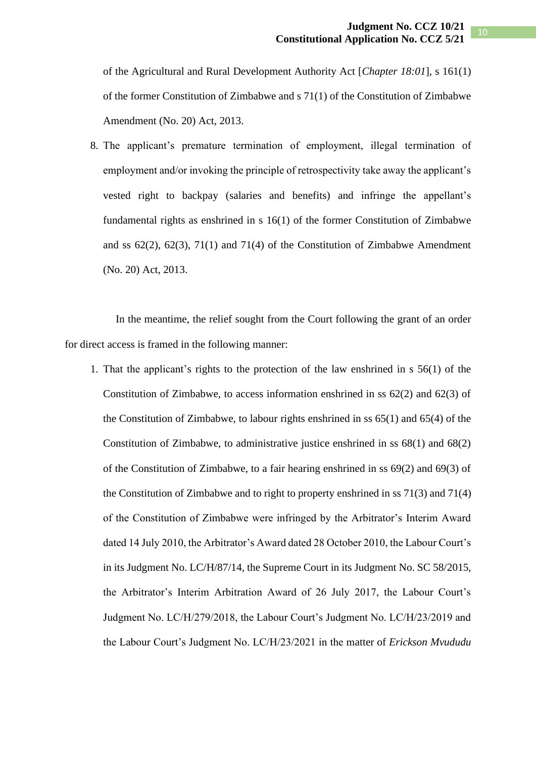of the Agricultural and Rural Development Authority Act [*Chapter 18:01*], s 161(1) of the former Constitution of Zimbabwe and s 71(1) of the Constitution of Zimbabwe Amendment (No. 20) Act, 2013.

8. The applicant's premature termination of employment, illegal termination of employment and/or invoking the principle of retrospectivity take away the applicant's vested right to backpay (salaries and benefits) and infringe the appellant's fundamental rights as enshrined in s 16(1) of the former Constitution of Zimbabwe and ss 62(2), 62(3), 71(1) and 71(4) of the Constitution of Zimbabwe Amendment (No. 20) Act, 2013.

In the meantime, the relief sought from the Court following the grant of an order for direct access is framed in the following manner:

1. That the applicant's rights to the protection of the law enshrined in s 56(1) of the Constitution of Zimbabwe, to access information enshrined in ss 62(2) and 62(3) of the Constitution of Zimbabwe, to labour rights enshrined in ss 65(1) and 65(4) of the Constitution of Zimbabwe, to administrative justice enshrined in ss 68(1) and 68(2) of the Constitution of Zimbabwe, to a fair hearing enshrined in ss 69(2) and 69(3) of the Constitution of Zimbabwe and to right to property enshrined in ss 71(3) and 71(4) of the Constitution of Zimbabwe were infringed by the Arbitrator's Interim Award dated 14 July 2010, the Arbitrator's Award dated 28 October 2010, the Labour Court's in its Judgment No. LC/H/87/14, the Supreme Court in its Judgment No. SC 58/2015, the Arbitrator's Interim Arbitration Award of 26 July 2017, the Labour Court's Judgment No. LC/H/279/2018, the Labour Court's Judgment No. LC/H/23/2019 and the Labour Court's Judgment No. LC/H/23/2021 in the matter of *Erickson Mvududu*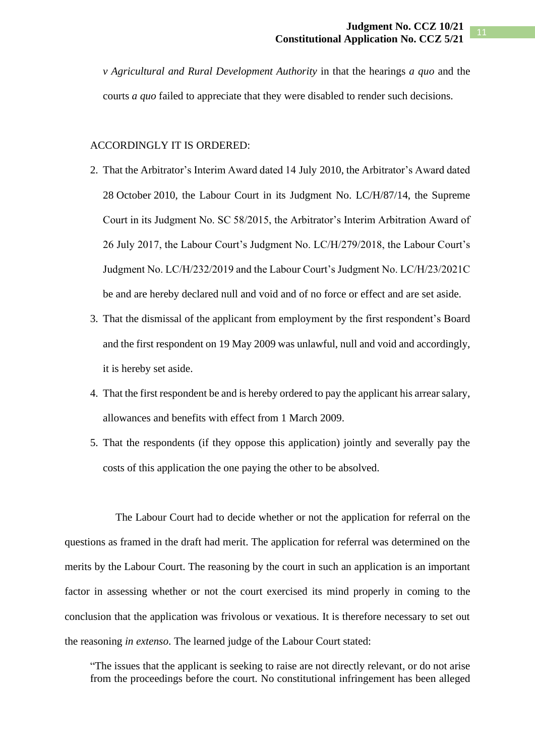*v Agricultural and Rural Development Authority* in that the hearings *a quo* and the courts *a quo* failed to appreciate that they were disabled to render such decisions.

ACCORDINGLY IT IS ORDERED:

2. That the Arbitrator's Interim Award dated 14 July 2010, the Arbitrator's Award dated 28 October 2010, the Labour Court in its Judgment No. LC/H/87/14, the Supreme Court in its Judgment No. SC 58/2015, the Arbitrator's Interim Arbitration Award of 26 July 2017, the Labour Court's Judgment No. LC/H/279/2018, the Labour Court's Judgment No. LC/H/232/2019 and the Labour Court's Judgment No. LC/H/23/2021C be and are hereby declared null and void and of no force or effect and are set aside.
3. That the dismissal of the applicant from employment by the first respondent's Board and the first respondent on 19 May 2009 was unlawful, null and void and accordingly, it is hereby set aside.
4. That the first respondent be and is hereby ordered to pay the applicant his arrear salary, allowances and benefits with effect from 1 March 2009.
5. That the respondents (if they oppose this application) jointly and severally pay the costs of this application the one paying the other to be absolved.

The Labour Court had to decide whether or not the application for referral on the questions as framed in the draft had merit. The application for referral was determined on the merits by the Labour Court. The reasoning by the court in such an application is an important factor in assessing whether or not the court exercised its mind properly in coming to the conclusion that the application was frivolous or vexatious. It is therefore necessary to set out the reasoning *in extenso*. The learned judge of the Labour Court stated:

"The issues that the applicant is seeking to raise are not directly relevant, or do not arise from the proceedings before the court. No constitutional infringement has been alleged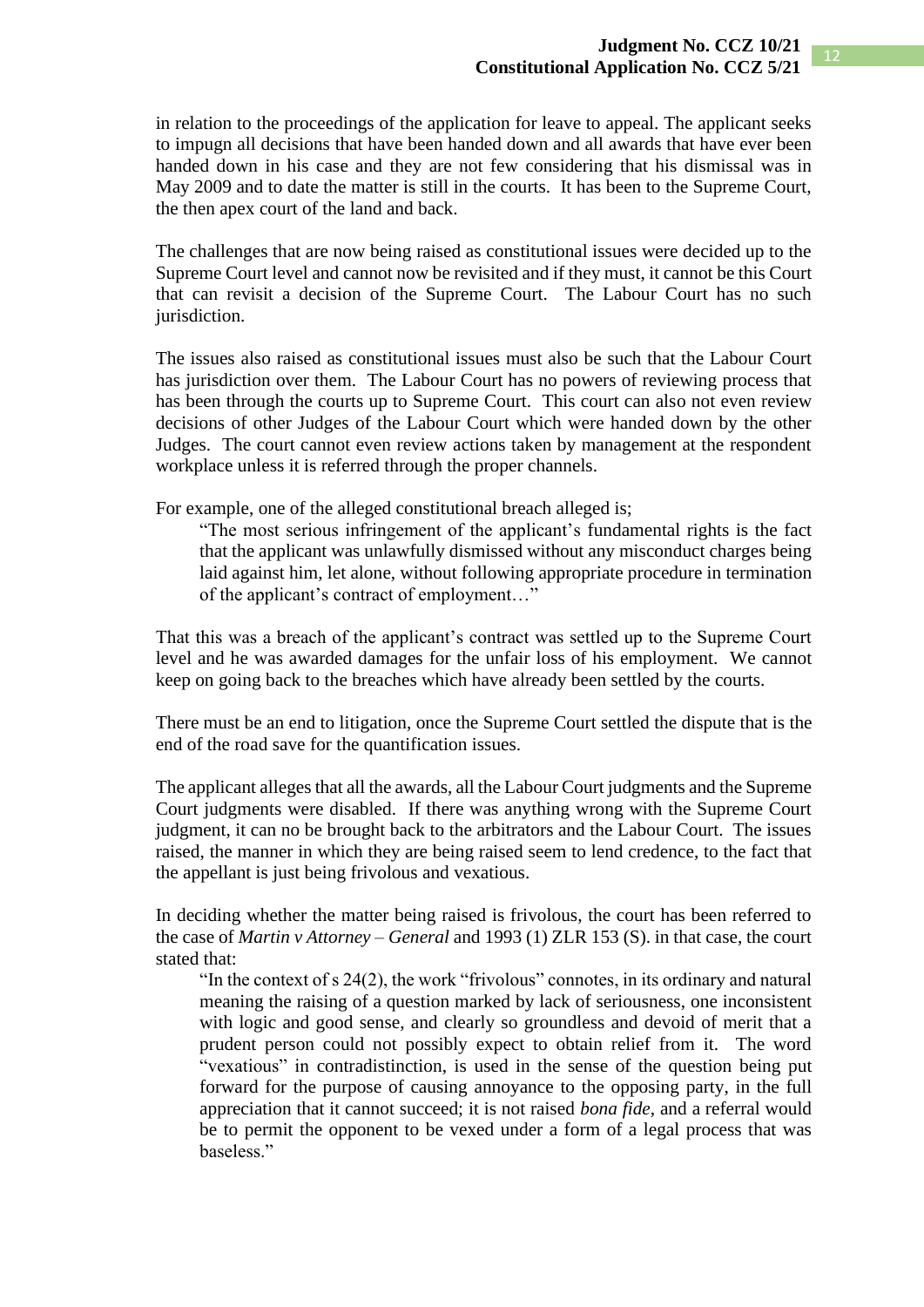in relation to the proceedings of the application for leave to appeal. The applicant seeks to impugn all decisions that have been handed down and all awards that have ever been handed down in his case and they are not few considering that his dismissal was in May 2009 and to date the matter is still in the courts. It has been to the Supreme Court, the then apex court of the land and back.

The challenges that are now being raised as constitutional issues were decided up to the Supreme Court level and cannot now be revisited and if they must, it cannot be this Court that can revisit a decision of the Supreme Court. The Labour Court has no such jurisdiction.

The issues also raised as constitutional issues must also be such that the Labour Court has jurisdiction over them. The Labour Court has no powers of reviewing process that has been through the courts up to Supreme Court. This court can also not even review decisions of other Judges of the Labour Court which were handed down by the other Judges. The court cannot even review actions taken by management at the respondent workplace unless it is referred through the proper channels.

For example, one of the alleged constitutional breach alleged is;

> "The most serious infringement of the applicant's fundamental rights is the fact that the applicant was unlawfully dismissed without any misconduct charges being laid against him, let alone, without following appropriate procedure in termination of the applicant's contract of employment…"

That this was a breach of the applicant's contract was settled up to the Supreme Court level and he was awarded damages for the unfair loss of his employment. We cannot keep on going back to the breaches which have already been settled by the courts.

There must be an end to litigation, once the Supreme Court settled the dispute that is the end of the road save for the quantification issues.

The applicant alleges that all the awards, all the Labour Court judgments and the Supreme Court judgments were disabled. If there was anything wrong with the Supreme Court judgment, it can no be brought back to the arbitrators and the Labour Court. The issues raised, the manner in which they are being raised seem to lend credence, to the fact that the appellant is just being frivolous and vexatious.

In deciding whether the matter being raised is frivolous, the court has been referred to the case of *Martin v Attorney – General* and 1993 (1) ZLR 153 (S). in that case, the court stated that:

> "In the context of s 24(2), the work "frivolous" connotes, in its ordinary and natural meaning the raising of a question marked by lack of seriousness, one inconsistent with logic and good sense, and clearly so groundless and devoid of merit that a prudent person could not possibly expect to obtain relief from it. The word "vexatious" in contradistinction, is used in the sense of the question being put forward for the purpose of causing annoyance to the opposing party, in the full appreciation that it cannot succeed; it is not raised *bona fide*, and a referral would be to permit the opponent to be vexed under a form of a legal process that was baseless."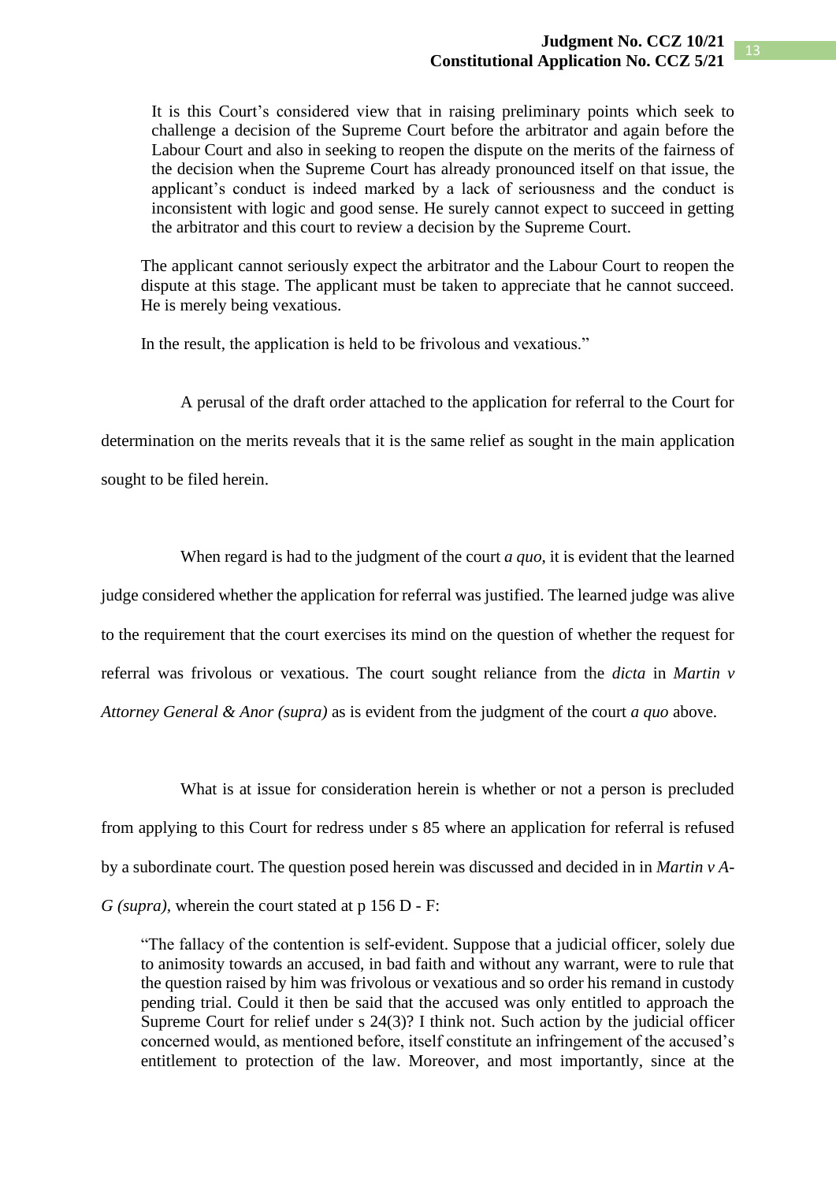> It is this Court's considered view that in raising preliminary points which seek to challenge a decision of the Supreme Court before the arbitrator and again before the Labour Court and also in seeking to reopen the dispute on the merits of the fairness of the decision when the Supreme Court has already pronounced itself on that issue, the applicant's conduct is indeed marked by a lack of seriousness and the conduct is inconsistent with logic and good sense. He surely cannot expect to succeed in getting the arbitrator and this court to review a decision by the Supreme Court.
>
> The applicant cannot seriously expect the arbitrator and the Labour Court to reopen the dispute at this stage. The applicant must be taken to appreciate that he cannot succeed. He is merely being vexatious.
>
> In the result, the application is held to be frivolous and vexatious."

A perusal of the draft order attached to the application for referral to the Court for determination on the merits reveals that it is the same relief as sought in the main application sought to be filed herein.

When regard is had to the judgment of the court *a quo*, it is evident that the learned judge considered whether the application for referral was justified. The learned judge was alive to the requirement that the court exercises its mind on the question of whether the request for referral was frivolous or vexatious. The court sought reliance from the *dicta* in *Martin v Attorney General & Anor (supra)* as is evident from the judgment of the court *a quo* above.

What is at issue for consideration herein is whether or not a person is precluded from applying to this Court for redress under s 85 where an application for referral is refused by a subordinate court. The question posed herein was discussed and decided in in *Martin v A-G (supra),* wherein the court stated at p 156 D - F:

> "The fallacy of the contention is self-evident. Suppose that a judicial officer, solely due to animosity towards an accused, in bad faith and without any warrant, were to rule that the question raised by him was frivolous or vexatious and so order his remand in custody pending trial. Could it then be said that the accused was only entitled to approach the Supreme Court for relief under s 24(3)? I think not. Such action by the judicial officer concerned would, as mentioned before, itself constitute an infringement of the accused's entitlement to protection of the law. Moreover, and most importantly, since at the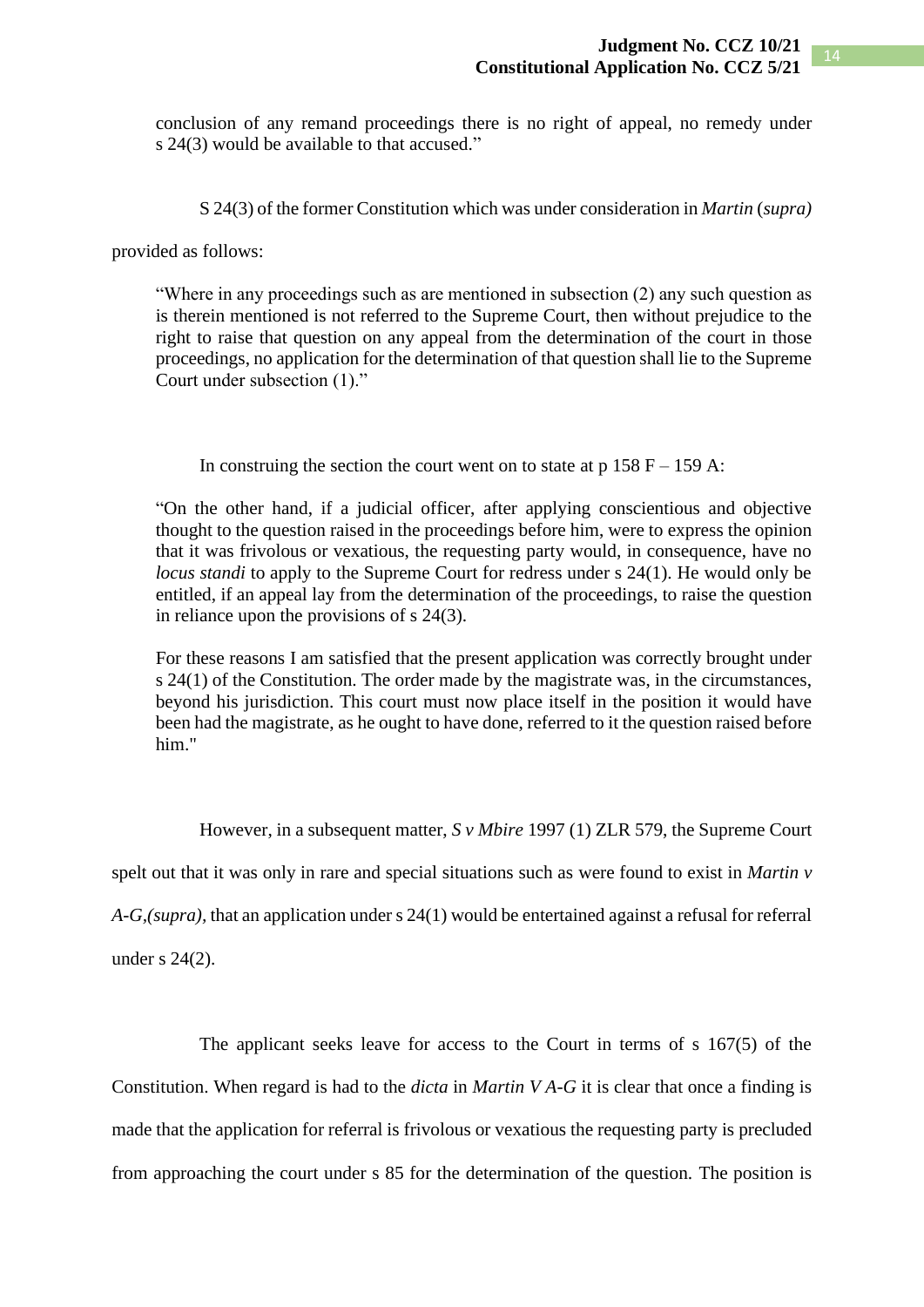> conclusion of any remand proceedings there is no right of appeal, no remedy under s 24(3) would be available to that accused."

S 24(3) of the former Constitution which was under consideration in *Martin* (*supra)* provided as follows:

> "Where in any proceedings such as are mentioned in subsection (2) any such question as is therein mentioned is not referred to the Supreme Court, then without prejudice to the right to raise that question on any appeal from the determination of the court in those proceedings, no application for the determination of that question shall lie to the Supreme Court under subsection (1)."

In construing the section the court went on to state at p 158 F – 159 A:

> "On the other hand, if a judicial officer, after applying conscientious and objective thought to the question raised in the proceedings before him, were to express the opinion that it was frivolous or vexatious, the requesting party would, in consequence, have no *locus standi* to apply to the Supreme Court for redress under s 24(1). He would only be entitled, if an appeal lay from the determination of the proceedings, to raise the question in reliance upon the provisions of s 24(3).
>
> For these reasons I am satisfied that the present application was correctly brought under s 24(1) of the Constitution. The order made by the magistrate was, in the circumstances, beyond his jurisdiction. This court must now place itself in the position it would have been had the magistrate, as he ought to have done, referred to it the question raised before him."

However, in a subsequent matter, *S v Mbire* 1997 (1) ZLR 579, the Supreme Court spelt out that it was only in rare and special situations such as were found to exist in *Martin v A-G,(supra)*, that an application under s 24(1) would be entertained against a refusal for referral under s 24(2).

The applicant seeks leave for access to the Court in terms of s 167(5) of the Constitution. When regard is had to the *dicta* in *Martin V A-G* it is clear that once a finding is made that the application for referral is frivolous or vexatious the requesting party is precluded from approaching the court under s 85 for the determination of the question. The position is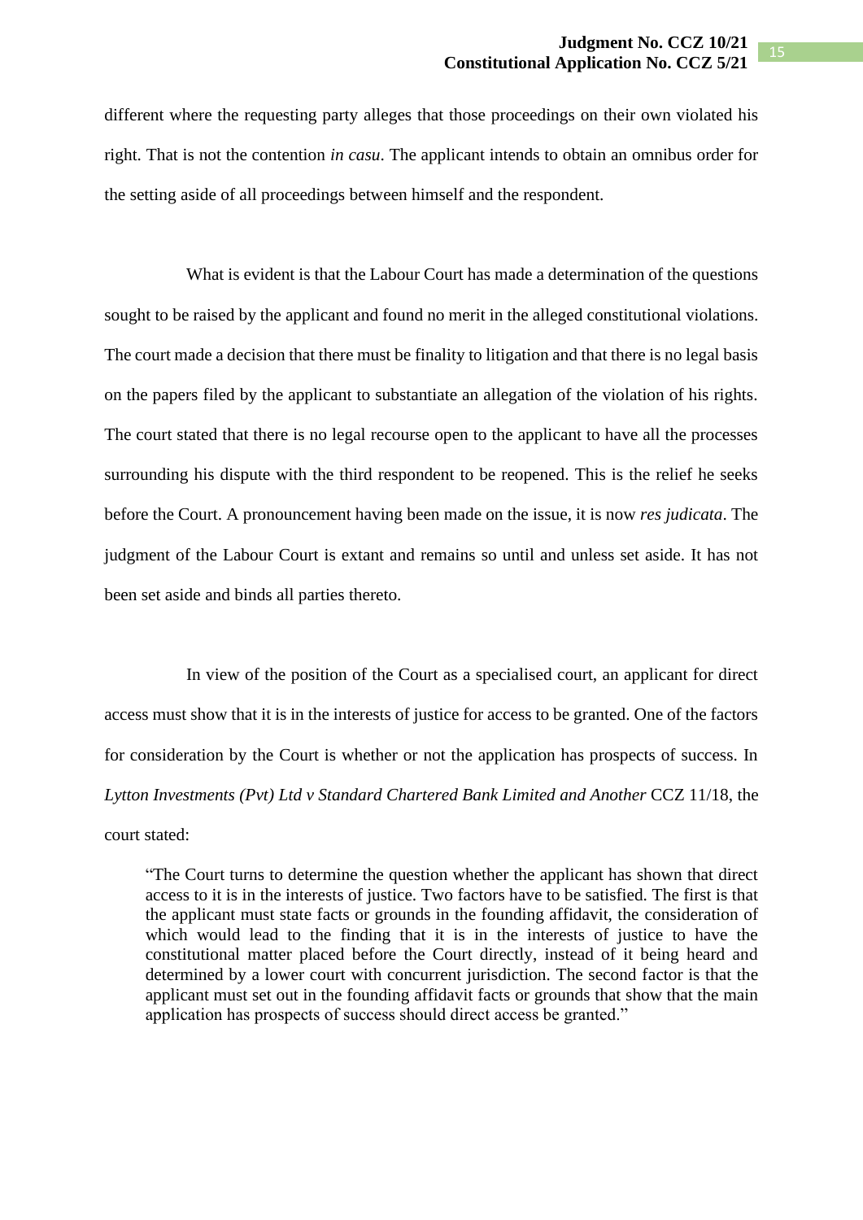different where the requesting party alleges that those proceedings on their own violated his right. That is not the contention *in casu*. The applicant intends to obtain an omnibus order for the setting aside of all proceedings between himself and the respondent.

What is evident is that the Labour Court has made a determination of the questions sought to be raised by the applicant and found no merit in the alleged constitutional violations. The court made a decision that there must be finality to litigation and that there is no legal basis on the papers filed by the applicant to substantiate an allegation of the violation of his rights. The court stated that there is no legal recourse open to the applicant to have all the processes surrounding his dispute with the third respondent to be reopened. This is the relief he seeks before the Court. A pronouncement having been made on the issue, it is now *res judicata*. The judgment of the Labour Court is extant and remains so until and unless set aside. It has not been set aside and binds all parties thereto.

In view of the position of the Court as a specialised court, an applicant for direct access must show that it is in the interests of justice for access to be granted. One of the factors for consideration by the Court is whether or not the application has prospects of success. In *Lytton Investments (Pvt) Ltd v Standard Chartered Bank Limited and Another* CCZ 11/18, the court stated:

> "The Court turns to determine the question whether the applicant has shown that direct access to it is in the interests of justice. Two factors have to be satisfied. The first is that the applicant must state facts or grounds in the founding affidavit, the consideration of which would lead to the finding that it is in the interests of justice to have the constitutional matter placed before the Court directly, instead of it being heard and determined by a lower court with concurrent jurisdiction. The second factor is that the applicant must set out in the founding affidavit facts or grounds that show that the main application has prospects of success should direct access be granted."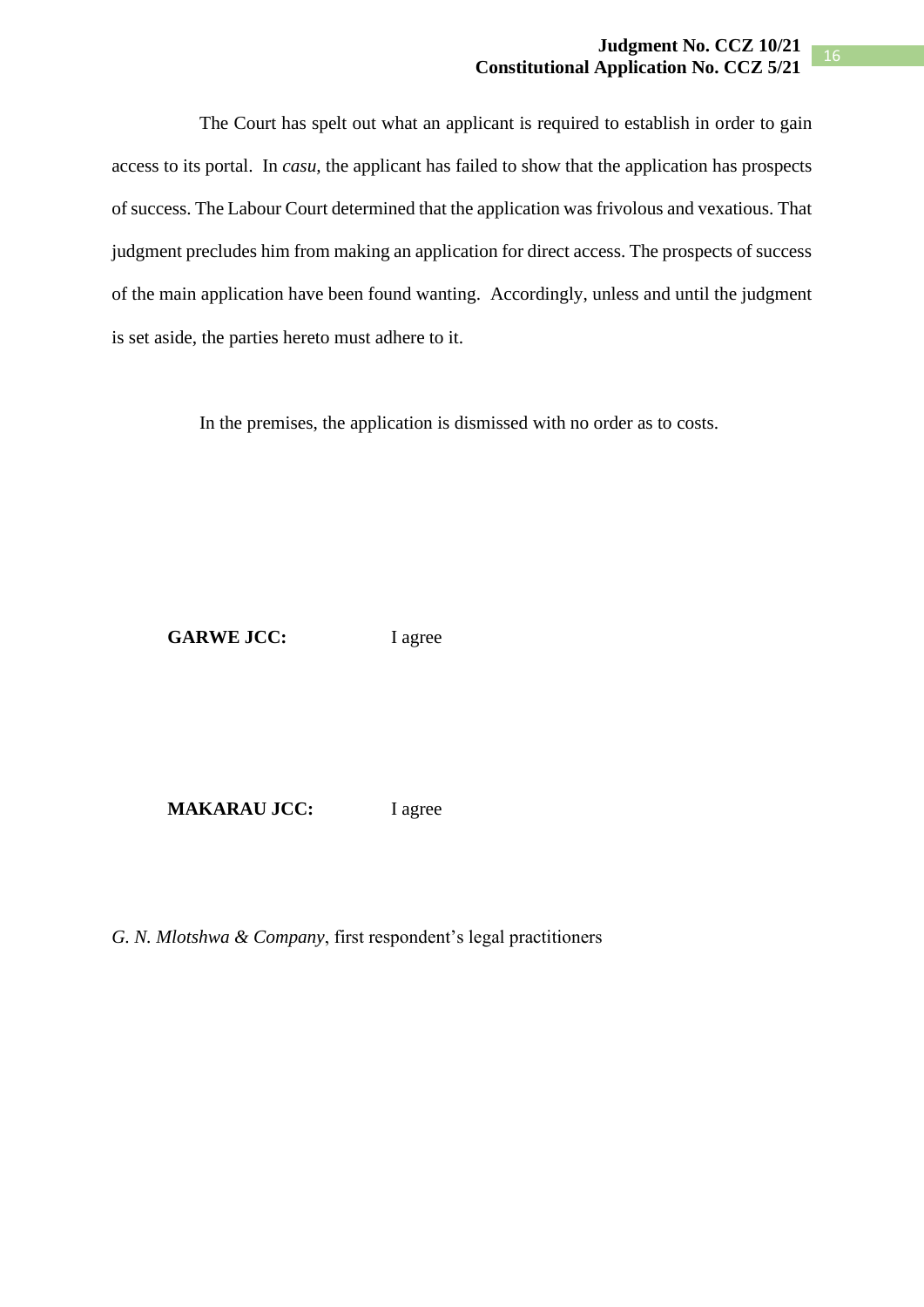The Court has spelt out what an applicant is required to establish in order to gain access to its portal. In *casu,* the applicant has failed to show that the application has prospects of success. The Labour Court determined that the application was frivolous and vexatious. That judgment precludes him from making an application for direct access. The prospects of success of the main application have been found wanting. Accordingly, unless and until the judgment is set aside, the parties hereto must adhere to it.

In the premises, the application is dismissed with no order as to costs.

**GARWE JCC:** I agree

**MAKARAU JCC:** I agree

*G. N. Mlotshwa & Company*, first respondent's legal practitioners